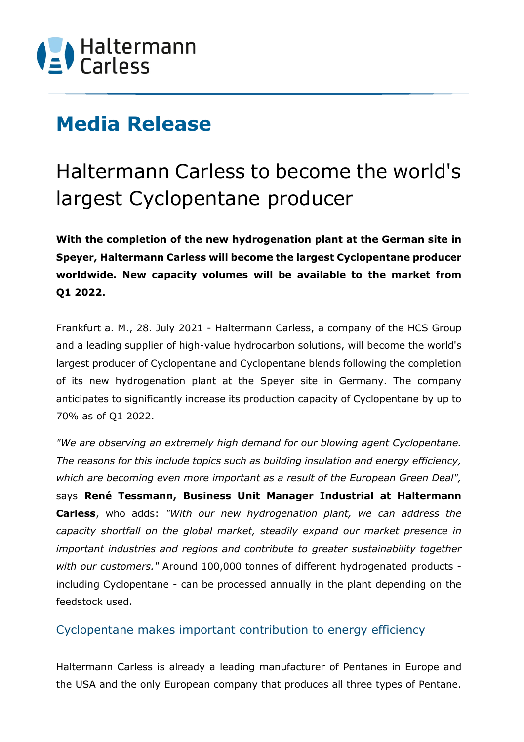Haltermann Carless

# Media Release

## Haltermann Carless to become the world's largest Cyclopentane producer

**With the completion of the new hydrogenation plant at the German site in Speyer, Haltermann Carless will become the largest Cyclopentane producer worldwide. New capacity volumes will be available to the market from Q1 2022.**

Frankfurt a. M., 28. July 2021 - Haltermann Carless, a company of the HCS Group and a leading supplier of high-value hydrocarbon solutions, will become the world's largest producer of Cyclopentane and Cyclopentane blends following the completion of its new hydrogenation plant at the Speyer site in Germany. The company anticipates to significantly increase its production capacity of Cyclopentane by up to 70% as of Q1 2022.

*"We are observing an extremely high demand for our blowing agent Cyclopentane. The reasons for this include topics such as building insulation and energy efficiency, which are becoming even more important as a result of the European Green Deal",* says **René Tessmann, Business Unit Manager Industrial at Haltermann Carless**, who adds: *"With our new hydrogenation plant, we can address the capacity shortfall on the global market, steadily expand our market presence in important industries and regions and contribute to greater sustainability together with our customers."* Around 100,000 tonnes of different hydrogenated products - including Cyclopentane - can be processed annually in the plant depending on the feedstock used.

### Cyclopentane makes important contribution to energy efficiency

Haltermann Carless is already a leading manufacturer of Pentanes in Europe and the USA and the only European company that produces all three types of Pentane.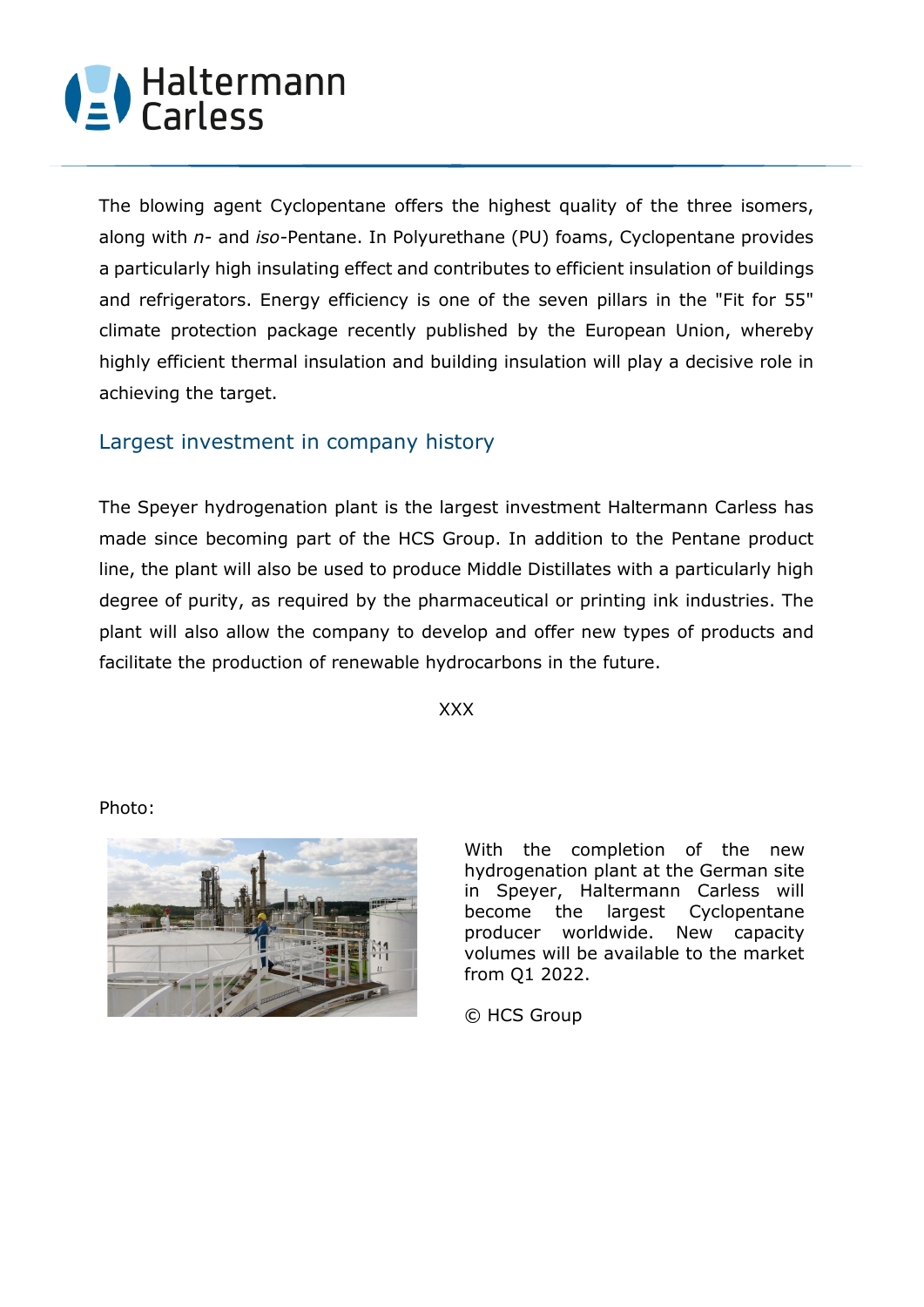The blowing agent Cyclopentane offers the highest quality of the three isomers, along with *n*- and *iso*-Pentane. In Polyurethane (PU) foams, Cyclopentane provides a particularly high insulating effect and contributes to efficient insulation of buildings and refrigerators. Energy efficiency is one of the seven pillars in the "Fit for 55" climate protection package recently published by the European Union, whereby highly efficient thermal insulation and building insulation will play a decisive role in achieving the target.

## Largest investment in company history

The Speyer hydrogenation plant is the largest investment Haltermann Carless has made since becoming part of the HCS Group. In addition to the Pentane product line, the plant will also be used to produce Middle Distillates with a particularly high degree of purity, as required by the pharmaceutical or printing ink industries. The plant will also allow the company to develop and offer new types of products and facilitate the production of renewable hydrocarbons in the future.

XXX

Photo:

With the completion of the new hydrogenation plant at the German site in Speyer, Haltermann Carless will become the largest Cyclopentane producer worldwide. New capacity volumes will be available to the market from Q1 2022.

© HCS Group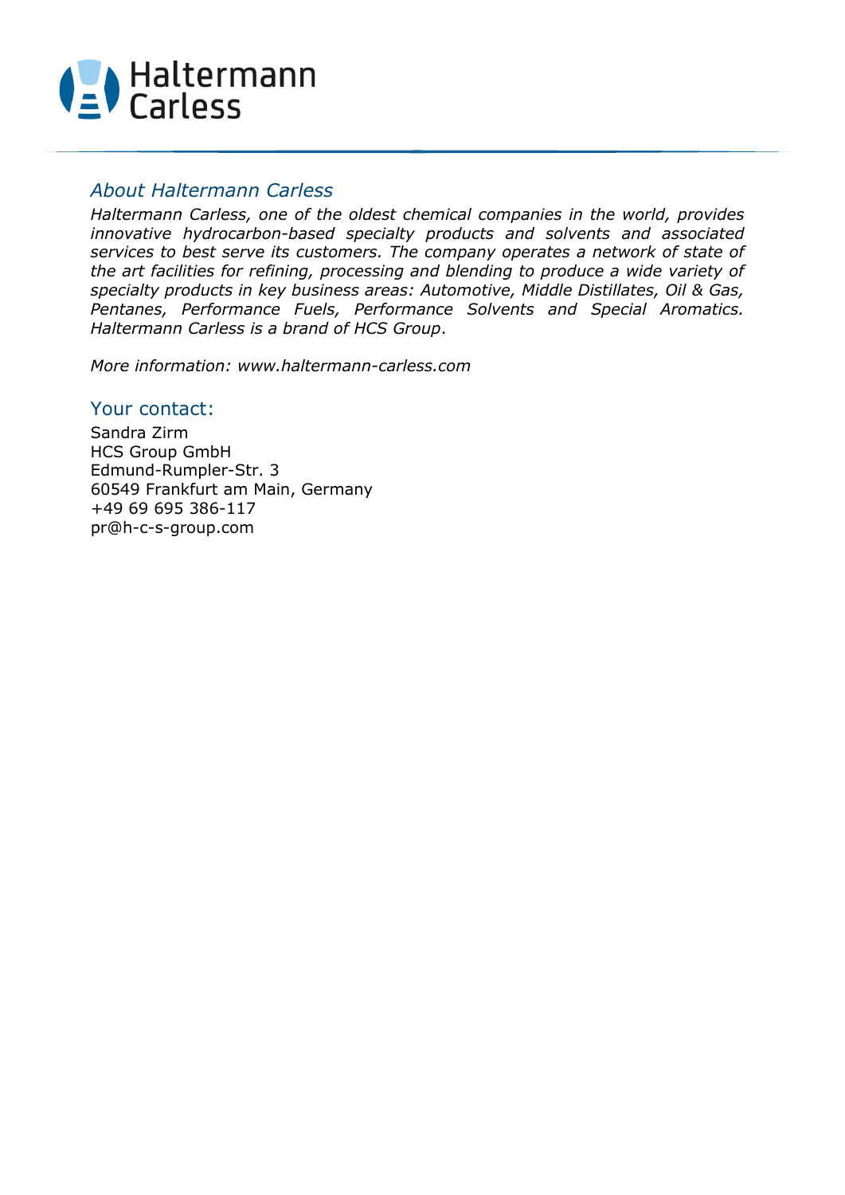## *About Haltermann Carless*

*Haltermann Carless, one of the oldest chemical companies in the world, provides innovative hydrocarbon-based specialty products and solvents and associated services to best serve its customers. The company operates a network of state of the art facilities for refining, processing and blending to produce a wide variety of specialty products in key business areas: Automotive, Middle Distillates, Oil & Gas, Pentanes, Performance Fuels, Performance Solvents and Special Aromatics. Haltermann Carless is a brand of HCS Group*.

*More information: www.haltermann-carless.com*

## Your contact:

Sandra Zirm
HCS Group GmbH
Edmund-Rumpler-Str. 3
60549 Frankfurt am Main, Germany
+49 69 695 386-117
pr@h-c-s-group.com